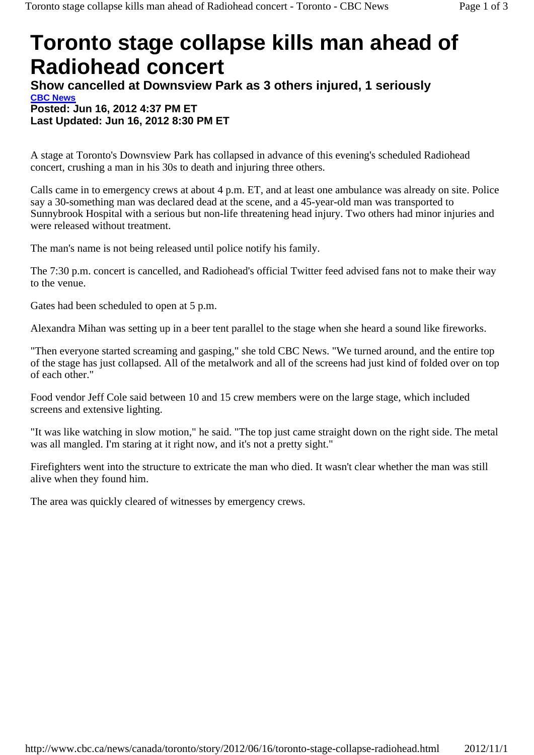# Toronto stage collapse kills man ahead of Radiohead concert

## Show cancelled at Downsview Park as 3 others injured, 1 seriously

**CBC News**

**Posted: Jun 16, 2012 4:37 PM ET**

**Last Updated: Jun 16, 2012 8:30 PM ET**

A stage at Toronto's Downsview Park has collapsed in advance of this evening's scheduled Radiohead concert, crushing a man in his 30s to death and injuring three others.

Calls came in to emergency crews at about 4 p.m. ET, and at least one ambulance was already on site. Police say a 30-something man was declared dead at the scene, and a 45-year-old man was transported to Sunnybrook Hospital with a serious but non-life threatening head injury. Two others had minor injuries and were released without treatment.

The man's name is not being released until police notify his family.

The 7:30 p.m. concert is cancelled, and Radiohead's official Twitter feed advised fans not to make their way to the venue.

Gates had been scheduled to open at 5 p.m.

Alexandra Mihan was setting up in a beer tent parallel to the stage when she heard a sound like fireworks.

"Then everyone started screaming and gasping," she told CBC News. "We turned around, and the entire top of the stage has just collapsed. All of the metalwork and all of the screens had just kind of folded over on top of each other."

Food vendor Jeff Cole said between 10 and 15 crew members were on the large stage, which included screens and extensive lighting.

"It was like watching in slow motion," he said. "The top just came straight down on the right side. The metal was all mangled. I'm staring at it right now, and it's not a pretty sight."

Firefighters went into the structure to extricate the man who died. It wasn't clear whether the man was still alive when they found him.

The area was quickly cleared of witnesses by emergency crews.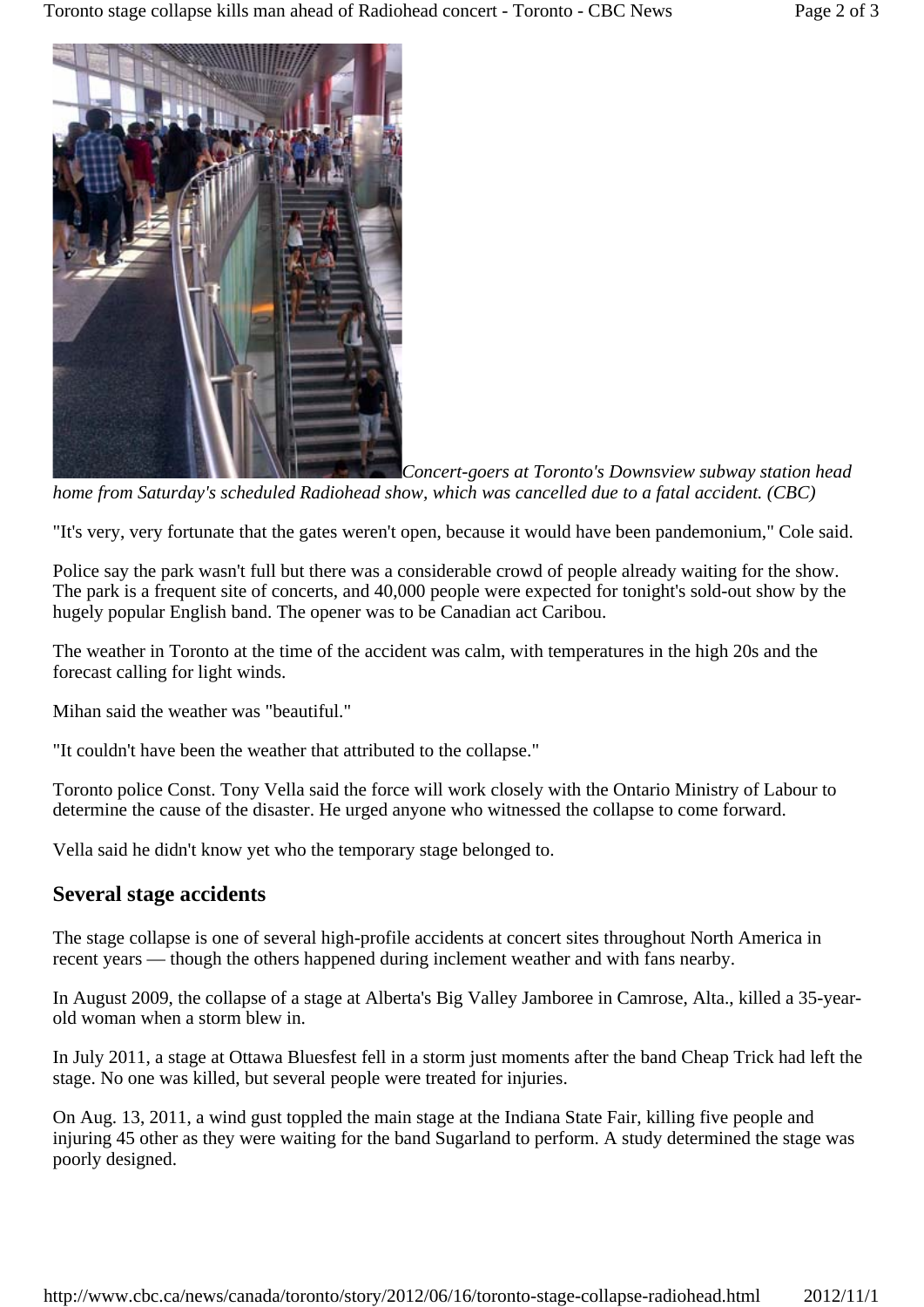*Concert-goers at Toronto's Downsview subway station head home from Saturday's scheduled Radiohead show, which was cancelled due to a fatal accident. (CBC)*

"It's very, very fortunate that the gates weren't open, because it would have been pandemonium," Cole said.

Police say the park wasn't full but there was a considerable crowd of people already waiting for the show. The park is a frequent site of concerts, and 40,000 people were expected for tonight's sold-out show by the hugely popular English band. The opener was to be Canadian act Caribou.

The weather in Toronto at the time of the accident was calm, with temperatures in the high 20s and the forecast calling for light winds.

Mihan said the weather was "beautiful."

"It couldn't have been the weather that attributed to the collapse."

Toronto police Const. Tony Vella said the force will work closely with the Ontario Ministry of Labour to determine the cause of the disaster. He urged anyone who witnessed the collapse to come forward.

Vella said he didn't know yet who the temporary stage belonged to.

## Several stage accidents

The stage collapse is one of several high-profile accidents at concert sites throughout North America in recent years — though the others happened during inclement weather and with fans nearby.

In August 2009, the collapse of a stage at Alberta's Big Valley Jamboree in Camrose, Alta., killed a 35-year-old woman when a storm blew in.

In July 2011, a stage at Ottawa Bluesfest fell in a storm just moments after the band Cheap Trick had left the stage. No one was killed, but several people were treated for injuries.

On Aug. 13, 2011, a wind gust toppled the main stage at the Indiana State Fair, killing five people and injuring 45 other as they were waiting for the band Sugarland to perform. A study determined the stage was poorly designed.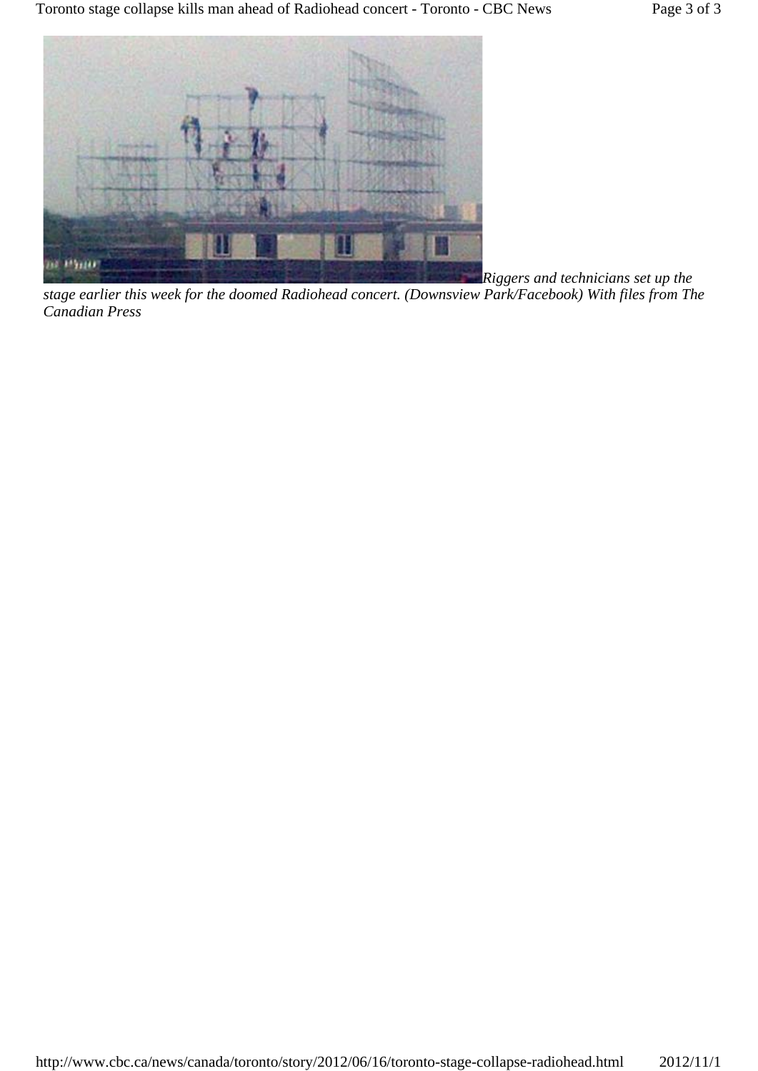*Riggers and technicians set up the stage earlier this week for the doomed Radiohead concert. (Downsview Park/Facebook) With files from The Canadian Press*